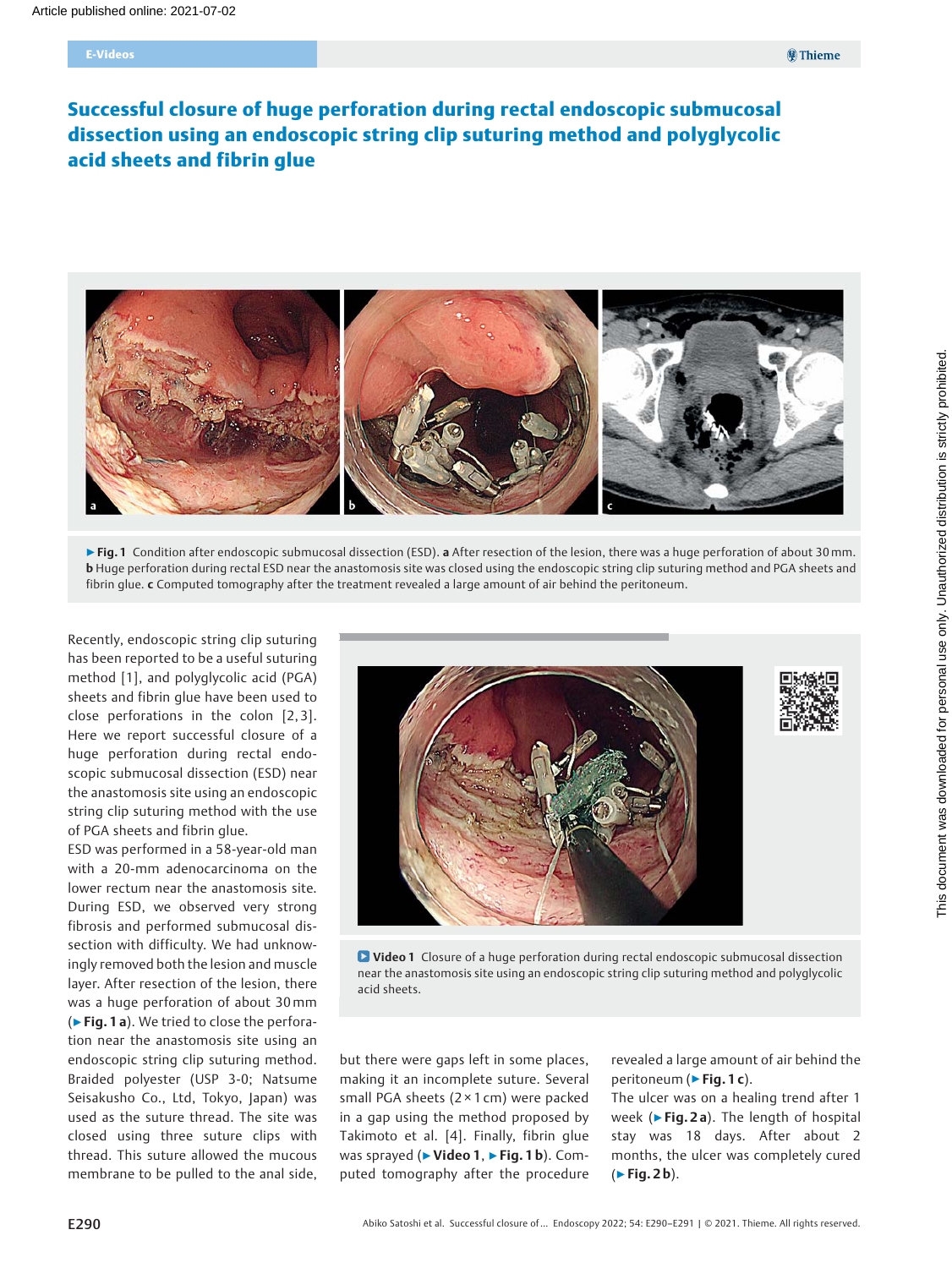# Successful closure of huge perforation during rectal endoscopic submucosal dissection using an endoscopic string clip suturing method and polyglycolic acid sheets and fibrin glue

▶ **Fig. 1** Condition after endoscopic submucosal dissection (ESD). **a** After resection of the lesion, there was a huge perforation of about 30 mm. **b** Huge perforation during rectal ESD near the anastomosis site was closed using the endoscopic string clip suturing method and PGA sheets and fibrin glue. **c** Computed tomography after the treatment revealed a large amount of air behind the peritoneum.

Recently, endoscopic string clip suturing has been reported to be a useful suturing method [1], and polyglycolic acid (PGA) sheets and fibrin glue have been used to close perforations in the colon [2, 3]. Here we report successful closure of a huge perforation during rectal endoscopic submucosal dissection (ESD) near the anastomosis site using an endoscopic string clip suturing method with the use of PGA sheets and fibrin glue.

ESD was performed in a 58-year-old man with a 20-mm adenocarcinoma on the lower rectum near the anastomosis site. During ESD, we observed very strong submucosal fibrosis and performed submucosal dissection with difficulty. We had unknowingly removed both the lesion and muscle layer. After resection of the lesion, there was a huge perforation of about 30 mm (▶ **Fig. 1 a**). We tried to close the perforation near the anastomosis site using an endoscopic string clip suturing method. Braided polyester (USP 3-0; Natsume Seisakusho Co., Ltd, Tokyo, Japan) was used as the suture thread. The site was closed using three suture clips with thread. This suture allowed the mucous membrane to be pulled to the anal side, but there were gaps left in some places, making it an incomplete suture. Several small PGA sheets (2 × 1 cm) were packed in a gap using the method proposed by Takimoto et al. [4]. Finally, fibrin glue was sprayed (▶ **Video 1**, ▶ **Fig. 1 b**). Computed tomography after the procedure revealed a large amount of air behind the peritoneum (▶ **Fig. 1 c**).

The ulcer was on a healing trend after 1 week (▶ **Fig. 2 a**). The length of hospital stay was 18 days. After about 2 months, the ulcer was completely cured (▶ **Fig. 2 b**).

**Video 1** Closure of a huge perforation during rectal endoscopic submucosal dissection near the anastomosis site using an endoscopic string clip suturing method and polyglycolic acid sheets.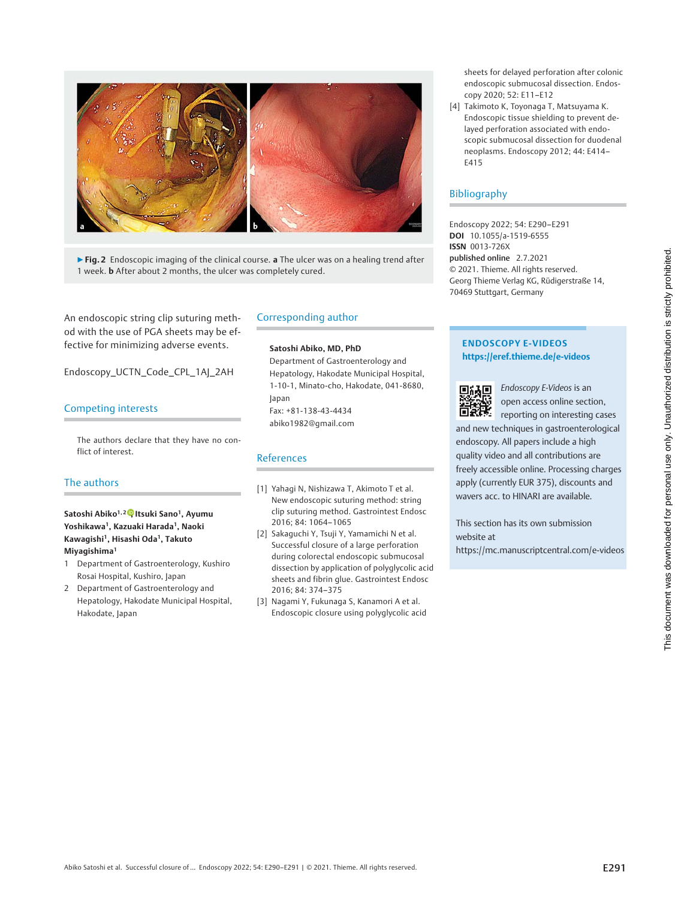▶ **Fig. 2** Endoscopic imaging of the clinical course. **a** The ulcer was on a healing trend after 1 week. **b** After about 2 months, the ulcer was completely cured.

An endoscopic string clip suturing method with the use of PGA sheets may be effective for minimizing adverse events.

Endoscopy_UCTN_Code_CPL_1AJ_2AH

## Competing interests

The authors declare that they have no conflict of interest.

## The authors

**Satoshi Abiko[1,2], Itsuki Sano[1], Ayumu Yoshikawa[1], Kazuaki Harada[1], Naoki Kawagishi[1], Hisashi Oda[1], Takuto Miyagishima[1]**

1. Department of Gastroenterology, Kushiro Rosai Hospital, Kushiro, Japan
2. Department of Gastroenterology and Hepatology, Hakodate Municipal Hospital, Hakodate, Japan

## Corresponding author

**Satoshi Abiko, MD, PhD**
Department of Gastroenterology and Hepatology, Hakodate Municipal Hospital, 1-10-1, Minato-cho, Hakodate, 041-8680, Japan
Fax: +81-138-43-4434
abiko1982@gmail.com

## References

[1] Yahagi N, Nishizawa T, Akimoto T et al. New endoscopic suturing method: string clip suturing method. Gastrointest Endosc 2016; 84: 1064–1065

[2] Sakaguchi Y, Tsuji Y, Yamamichi N et al. Successful closure of a large perforation during colorectal endoscopic submucosal dissection by application of polyglycolic acid sheets and fibrin glue. Gastrointest Endosc 2016; 84: 374–375

[3] Nagami Y, Fukunaga S, Kanamori A et al. Endoscopic closure using polyglycolic acid sheets for delayed perforation after colonic endoscopic submucosal dissection. Endoscopy 2020; 52: E11–E12

[4] Takimoto K, Toyonaga T, Matsuyama K. Endoscopic tissue shielding to prevent delayed perforation associated with endoscopic submucosal dissection for duodenal neoplasms. Endoscopy 2012; 44: E414–E415

## Bibliography

Endoscopy 2022; 54: E290–E291
**DOI** 10.1055/a-1519-6555
**ISSN** 0013-726X
**published online** 2.7.2021
© 2021. Thieme. All rights reserved.
Georg Thieme Verlag KG, Rüdigerstraße 14, 70469 Stuttgart, Germany

## ENDOSCOPY E-VIDEOS

**https://eref.thieme.de/e-videos**

*Endoscopy E-Videos* is an open access online section, reporting on interesting cases and new techniques in gastroenterological endoscopy. All papers include a high quality video and all contributions are freely accessible online. Processing charges apply (currently EUR 375), discounts and wavers acc. to HINARI are available.

This section has its own submission website at
https://mc.manuscriptcentral.com/e-videos